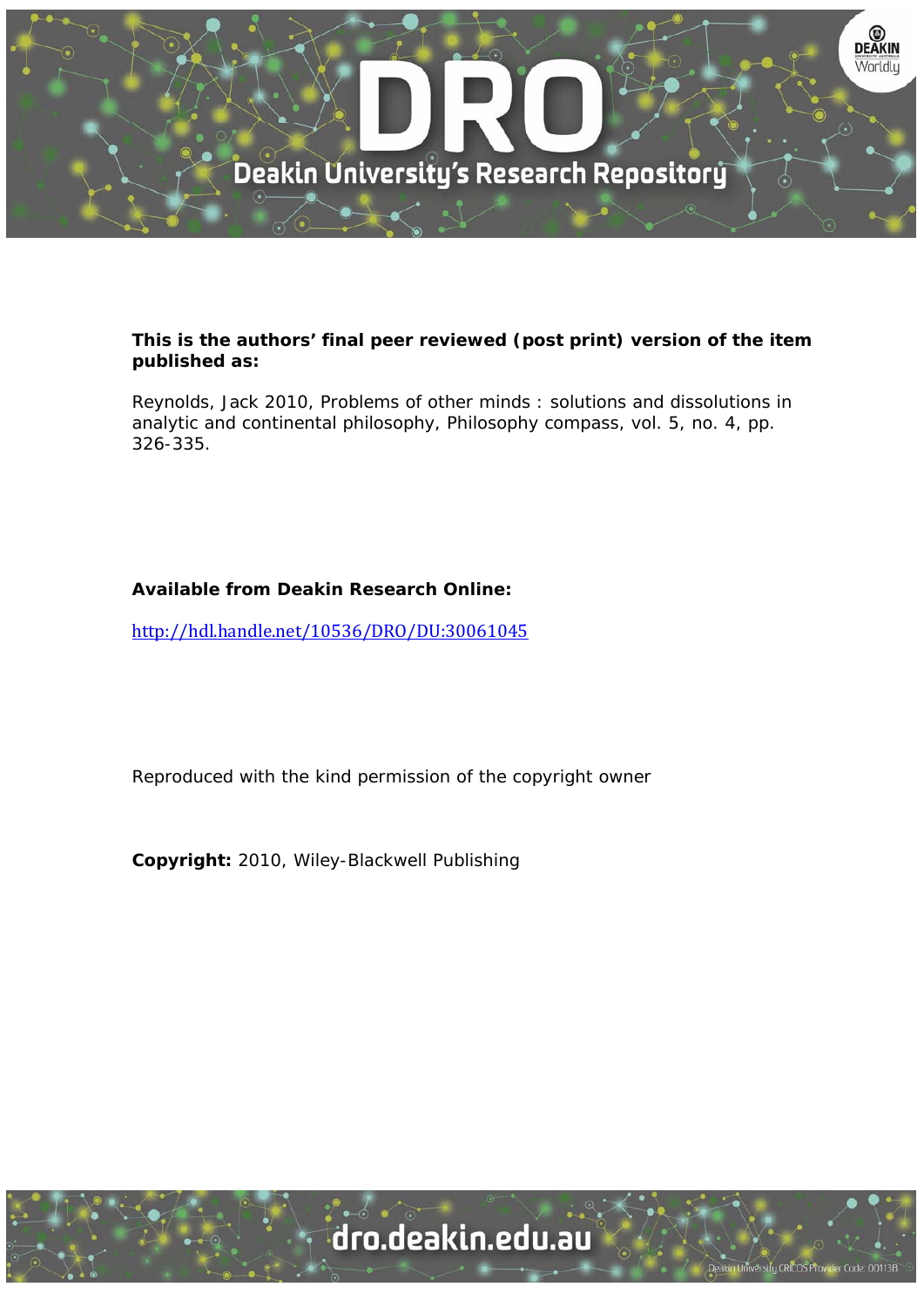**This is the authors' final peer reviewed (post print) version of the item published as:**

Reynolds, Jack 2010, Problems of other minds : solutions and dissolutions in analytic and continental philosophy, Philosophy compass, vol. 5, no. 4, pp. 326-335.

**Available from Deakin Research Online:**

http://hdl.handle.net/10536/DRO/DU:30061045

Reproduced with the kind permission of the copyright owner

**Copyright:** 2010, Wiley-Blackwell Publishing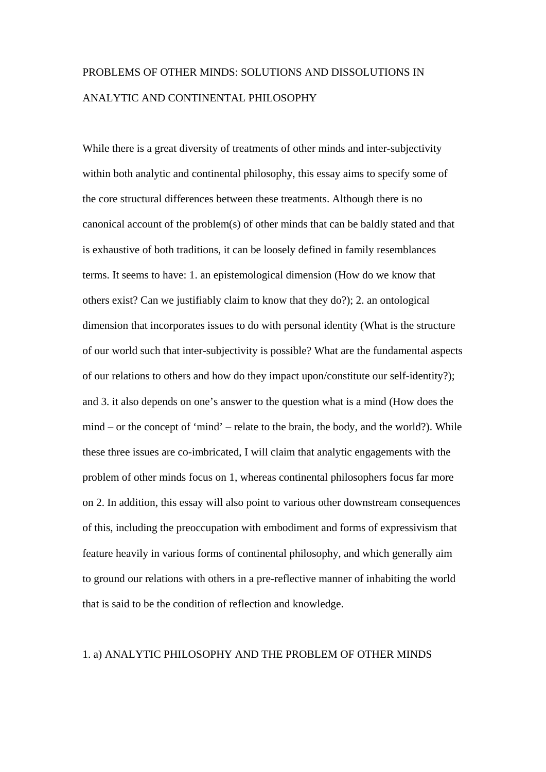# PROBLEMS OF OTHER MINDS: SOLUTIONS AND DISSOLUTIONS IN ANALYTIC AND CONTINENTAL PHILOSOPHY

While there is a great diversity of treatments of other minds and inter-subjectivity within both analytic and continental philosophy, this essay aims to specify some of the core structural differences between these treatments. Although there is no canonical account of the problem(s) of other minds that can be baldly stated and that is exhaustive of both traditions, it can be loosely defined in family resemblances terms. It seems to have: 1. an epistemological dimension (How do we know that others exist? Can we justifiably claim to know that they do?); 2. an ontological dimension that incorporates issues to do with personal identity (What is the structure of our world such that inter-subjectivity is possible? What are the fundamental aspects of our relations to others and how do they impact upon/constitute our self-identity?); and 3. it also depends on one's answer to the question what is a mind (How does the mind – or the concept of 'mind' – relate to the brain, the body, and the world?). While these three issues are co-imbricated, I will claim that analytic engagements with the problem of other minds focus on 1, whereas continental philosophers focus far more on 2. In addition, this essay will also point to various other downstream consequences of this, including the preoccupation with embodiment and forms of expressivism that feature heavily in various forms of continental philosophy, and which generally aim to ground our relations with others in a pre-reflective manner of inhabiting the world that is said to be the condition of reflection and knowledge.

## 1. a) ANALYTIC PHILOSOPHY AND THE PROBLEM OF OTHER MINDS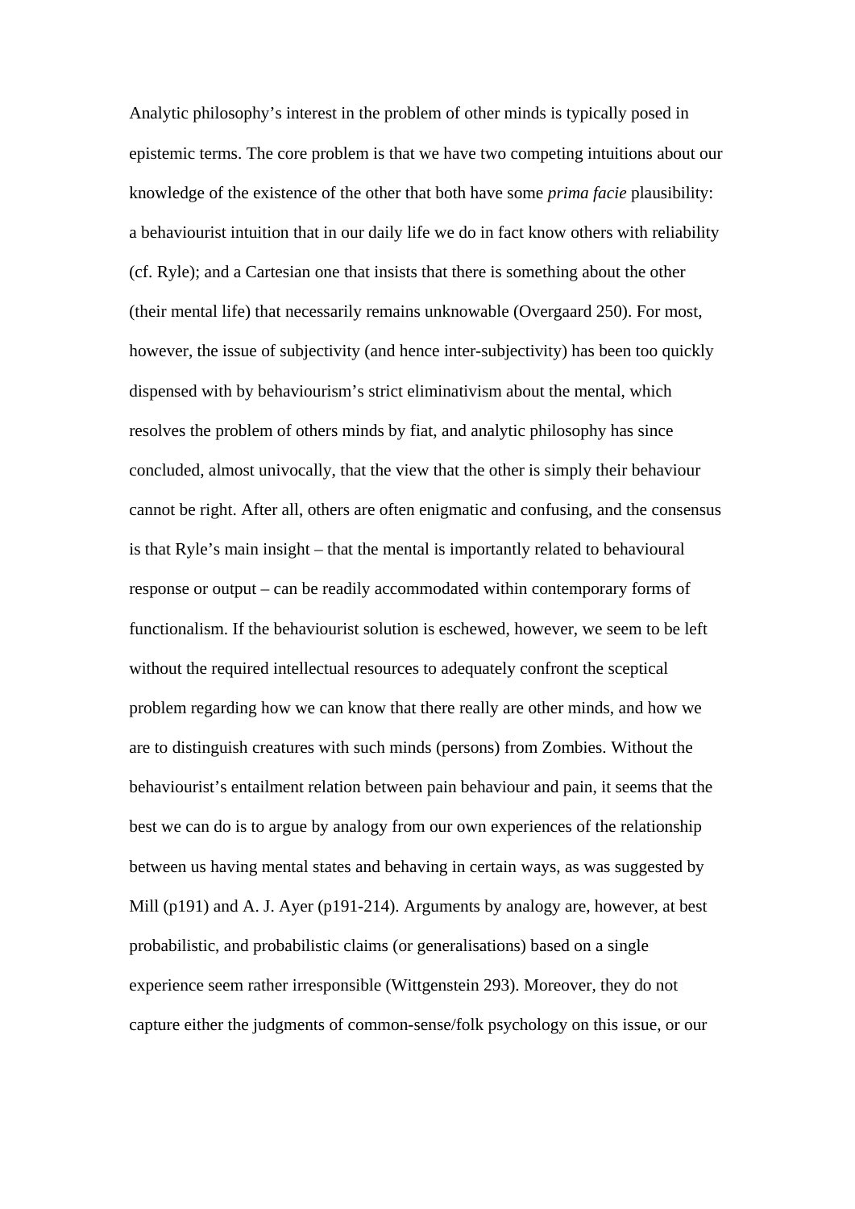Analytic philosophy's interest in the problem of other minds is typically posed in epistemic terms. The core problem is that we have two competing intuitions about our knowledge of the existence of the other that both have some *prima facie* plausibility: a behaviourist intuition that in our daily life we do in fact know others with reliability (cf. Ryle); and a Cartesian one that insists that there is something about the other (their mental life) that necessarily remains unknowable (Overgaard 250). For most, however, the issue of subjectivity (and hence inter-subjectivity) has been too quickly dispensed with by behaviourism's strict eliminativism about the mental, which resolves the problem of others minds by fiat, and analytic philosophy has since concluded, almost univocally, that the view that the other is simply their behaviour cannot be right. After all, others are often enigmatic and confusing, and the consensus is that Ryle's main insight – that the mental is importantly related to behavioural response or output – can be readily accommodated within contemporary forms of functionalism. If the behaviourist solution is eschewed, however, we seem to be left without the required intellectual resources to adequately confront the sceptical problem regarding how we can know that there really are other minds, and how we are to distinguish creatures with such minds (persons) from Zombies. Without the behaviourist's entailment relation between pain behaviour and pain, it seems that the best we can do is to argue by analogy from our own experiences of the relationship between us having mental states and behaving in certain ways, as was suggested by Mill (p191) and A. J. Ayer (p191-214). Arguments by analogy are, however, at best probabilistic, and probabilistic claims (or generalisations) based on a single experience seem rather irresponsible (Wittgenstein 293). Moreover, they do not capture either the judgments of common-sense/folk psychology on this issue, or our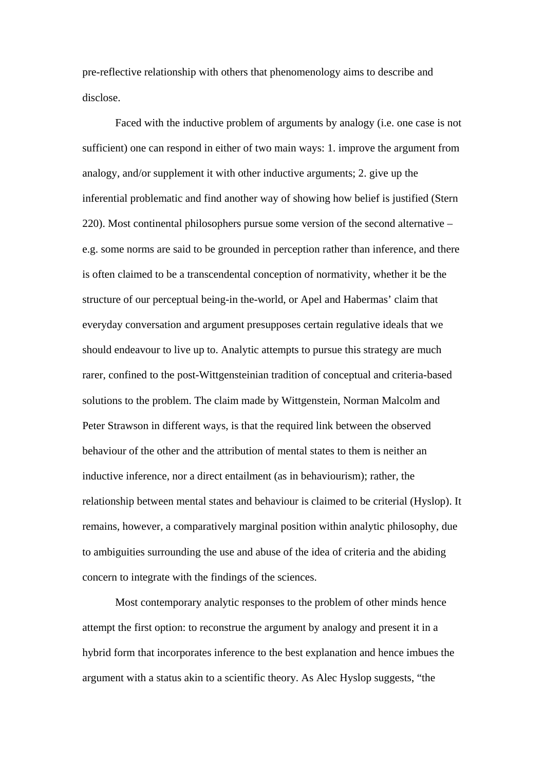pre-reflective relationship with others that phenomenology aims to describe and disclose.

Faced with the inductive problem of arguments by analogy (i.e. one case is not sufficient) one can respond in either of two main ways: 1. improve the argument from analogy, and/or supplement it with other inductive arguments; 2. give up the inferential problematic and find another way of showing how belief is justified (Stern 220). Most continental philosophers pursue some version of the second alternative – e.g. some norms are said to be grounded in perception rather than inference, and there is often claimed to be a transcendental conception of normativity, whether it be the structure of our perceptual being-in the-world, or Apel and Habermas' claim that everyday conversation and argument presupposes certain regulative ideals that we should endeavour to live up to. Analytic attempts to pursue this strategy are much rarer, confined to the post-Wittgensteinian tradition of conceptual and criteria-based solutions to the problem. The claim made by Wittgenstein, Norman Malcolm and Peter Strawson in different ways, is that the required link between the observed behaviour of the other and the attribution of mental states to them is neither an inductive inference, nor a direct entailment (as in behaviourism); rather, the relationship between mental states and behaviour is claimed to be criterial (Hyslop). It remains, however, a comparatively marginal position within analytic philosophy, due to ambiguities surrounding the use and abuse of the idea of criteria and the abiding concern to integrate with the findings of the sciences.

Most contemporary analytic responses to the problem of other minds hence attempt the first option: to reconstrue the argument by analogy and present it in a hybrid form that incorporates inference to the best explanation and hence imbues the argument with a status akin to a scientific theory. As Alec Hyslop suggests, "the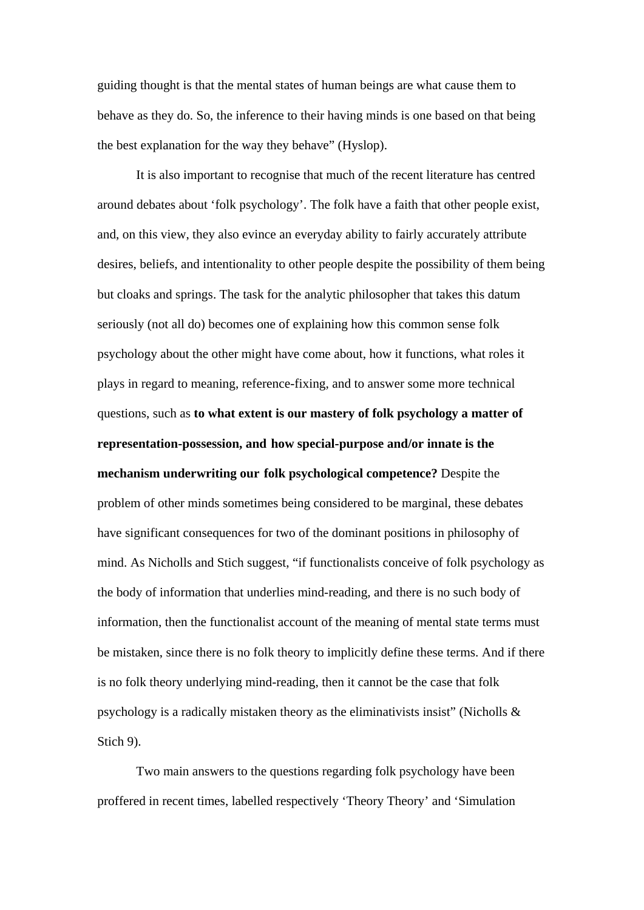guiding thought is that the mental states of human beings are what cause them to behave as they do. So, the inference to their having minds is one based on that being the best explanation for the way they behave" (Hyslop).

It is also important to recognise that much of the recent literature has centred around debates about 'folk psychology'. The folk have a faith that other people exist, and, on this view, they also evince an everyday ability to fairly accurately attribute desires, beliefs, and intentionality to other people despite the possibility of them being but cloaks and springs. The task for the analytic philosopher that takes this datum seriously (not all do) becomes one of explaining how this common sense folk psychology about the other might have come about, how it functions, what roles it plays in regard to meaning, reference-fixing, and to answer some more technical questions, such as **to what extent is our mastery of folk psychology a matter of representation-possession, and how special-purpose and/or innate is the mechanism underwriting our folk psychological competence?** Despite the problem of other minds sometimes being considered to be marginal, these debates have significant consequences for two of the dominant positions in philosophy of mind. As Nicholls and Stich suggest, "if functionalists conceive of folk psychology as the body of information that underlies mind-reading, and there is no such body of information, then the functionalist account of the meaning of mental state terms must be mistaken, since there is no folk theory to implicitly define these terms. And if there is no folk theory underlying mind-reading, then it cannot be the case that folk psychology is a radically mistaken theory as the eliminativists insist" (Nicholls & Stich 9).

Two main answers to the questions regarding folk psychology have been proffered in recent times, labelled respectively 'Theory Theory' and 'Simulation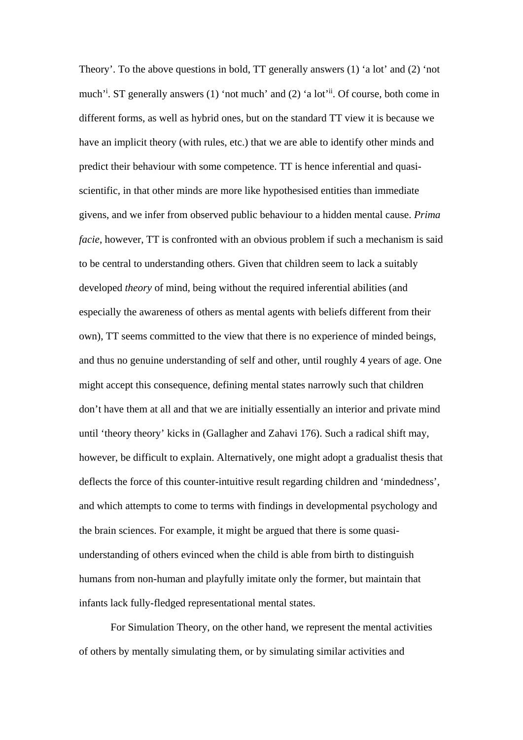Theory'. To the above questions in bold, TT generally answers (1) 'a lot' and (2) 'not much'[i]. ST generally answers (1) 'not much' and (2) 'a lot'[ii]. Of course, both come in different forms, as well as hybrid ones, but on the standard TT view it is because we have an implicit theory (with rules, etc.) that we are able to identify other minds and predict their behaviour with some competence. TT is hence inferential and quasi-scientific, in that other minds are more like hypothesised entities than immediate givens, and we infer from observed public behaviour to a hidden mental cause. *Prima facie*, however, TT is confronted with an obvious problem if such a mechanism is said to be central to understanding others. Given that children seem to lack a suitably developed *theory* of mind, being without the required inferential abilities (and especially the awareness of others as mental agents with beliefs different from their own), TT seems committed to the view that there is no experience of minded beings, and thus no genuine understanding of self and other, until roughly 4 years of age. One might accept this consequence, defining mental states narrowly such that children don't have them at all and that we are initially essentially an interior and private mind until 'theory theory' kicks in (Gallagher and Zahavi 176). Such a radical shift may, however, be difficult to explain. Alternatively, one might adopt a gradualist thesis that deflects the force of this counter-intuitive result regarding children and 'mindedness', and which attempts to come to terms with findings in developmental psychology and the brain sciences. For example, it might be argued that there is some quasi-understanding of others evinced when the child is able from birth to distinguish humans from non-human and playfully imitate only the former, but maintain that infants lack fully-fledged representational mental states.

For Simulation Theory, on the other hand, we represent the mental activities of others by mentally simulating them, or by simulating similar activities and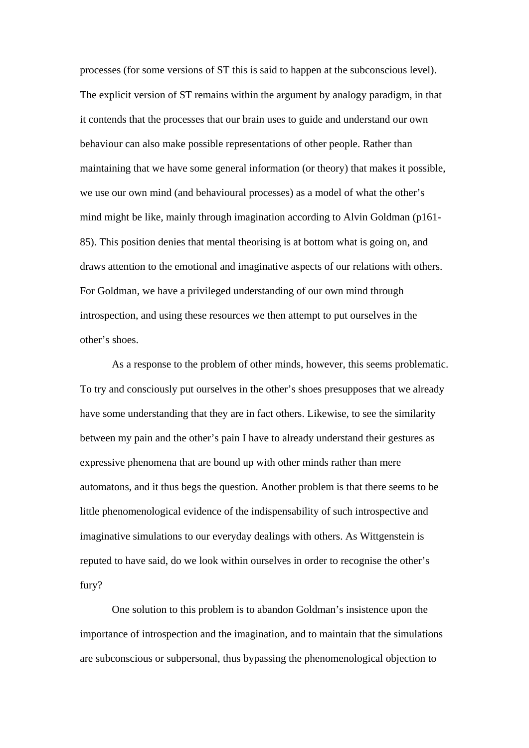processes (for some versions of ST this is said to happen at the subconscious level). The explicit version of ST remains within the argument by analogy paradigm, in that it contends that the processes that our brain uses to guide and understand our own behaviour can also make possible representations of other people. Rather than maintaining that we have some general information (or theory) that makes it possible, we use our own mind (and behavioural processes) as a model of what the other's mind might be like, mainly through imagination according to Alvin Goldman (p161-85). This position denies that mental theorising is at bottom what is going on, and draws attention to the emotional and imaginative aspects of our relations with others. For Goldman, we have a privileged understanding of our own mind through introspection, and using these resources we then attempt to put ourselves in the other's shoes.

As a response to the problem of other minds, however, this seems problematic. To try and consciously put ourselves in the other's shoes presupposes that we already have some understanding that they are in fact others. Likewise, to see the similarity between my pain and the other's pain I have to already understand their gestures as expressive phenomena that are bound up with other minds rather than mere automatons, and it thus begs the question. Another problem is that there seems to be little phenomenological evidence of the indispensability of such introspective and imaginative simulations to our everyday dealings with others. As Wittgenstein is reputed to have said, do we look within ourselves in order to recognise the other's fury?

One solution to this problem is to abandon Goldman's insistence upon the importance of introspection and the imagination, and to maintain that the simulations are subconscious or subpersonal, thus bypassing the phenomenological objection to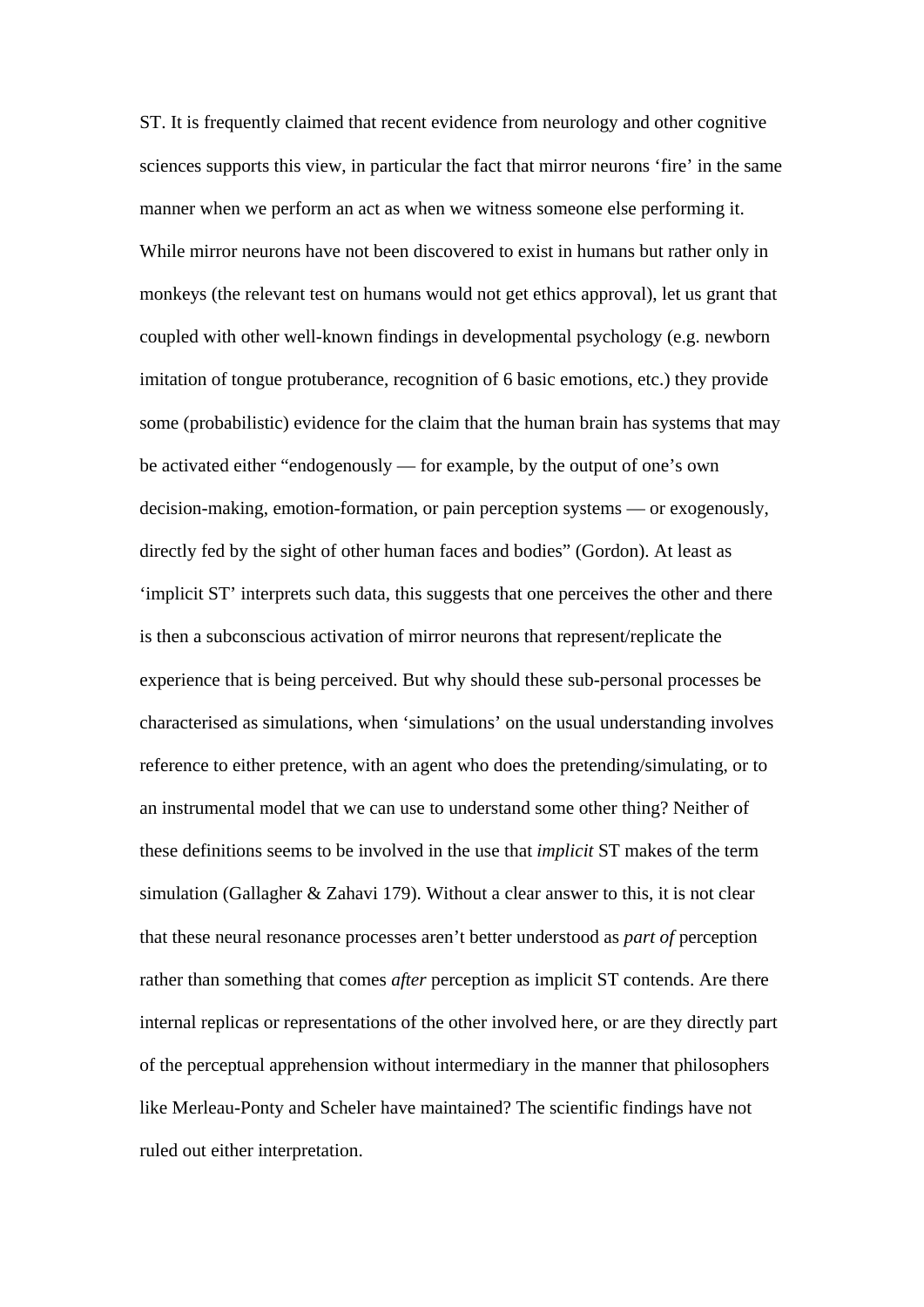ST. It is frequently claimed that recent evidence from neurology and other cognitive sciences supports this view, in particular the fact that mirror neurons 'fire' in the same manner when we perform an act as when we witness someone else performing it. While mirror neurons have not been discovered to exist in humans but rather only in monkeys (the relevant test on humans would not get ethics approval), let us grant that coupled with other well-known findings in developmental psychology (e.g. newborn imitation of tongue protuberance, recognition of 6 basic emotions, etc.) they provide some (probabilistic) evidence for the claim that the human brain has systems that may be activated either "endogenously — for example, by the output of one's own decision-making, emotion-formation, or pain perception systems — or exogenously, directly fed by the sight of other human faces and bodies" (Gordon). At least as 'implicit ST' interprets such data, this suggests that one perceives the other and there is then a subconscious activation of mirror neurons that represent/replicate the experience that is being perceived. But why should these sub-personal processes be characterised as simulations, when 'simulations' on the usual understanding involves reference to either pretence, with an agent who does the pretending/simulating, or to an instrumental model that we can use to understand some other thing? Neither of these definitions seems to be involved in the use that *implicit* ST makes of the term simulation (Gallagher & Zahavi 179). Without a clear answer to this, it is not clear that these neural resonance processes aren't better understood as *part of* perception rather than something that comes *after* perception as implicit ST contends. Are there internal replicas or representations of the other involved here, or are they directly part of the perceptual apprehension without intermediary in the manner that philosophers like Merleau-Ponty and Scheler have maintained? The scientific findings have not ruled out either interpretation.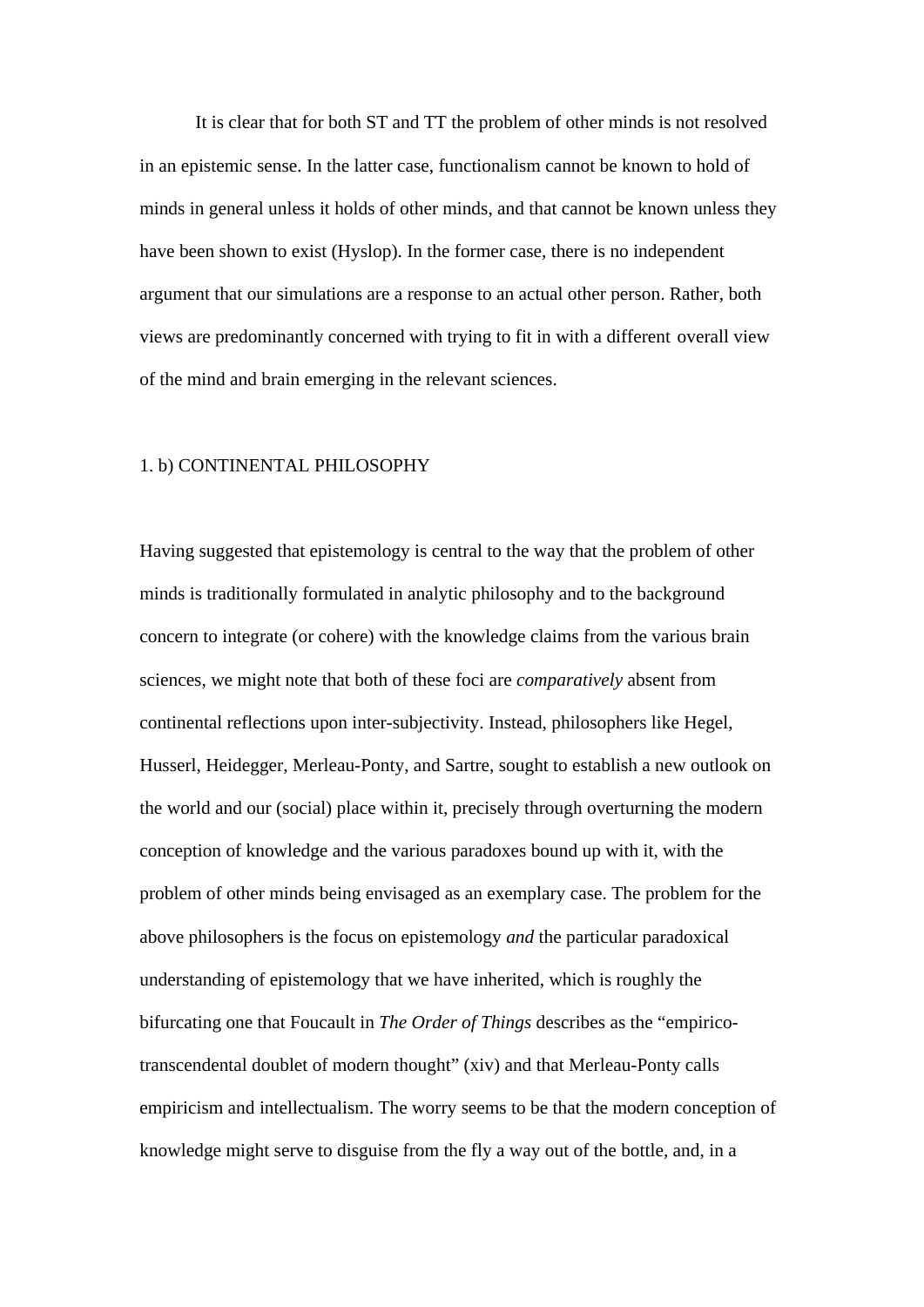It is clear that for both ST and TT the problem of other minds is not resolved in an epistemic sense. In the latter case, functionalism cannot be known to hold of minds in general unless it holds of other minds, and that cannot be known unless they have been shown to exist (Hyslop). In the former case, there is no independent argument that our simulations are a response to an actual other person. Rather, both views are predominantly concerned with trying to fit in with a different overall view of the mind and brain emerging in the relevant sciences.

### 1. b) CONTINENTAL PHILOSOPHY

Having suggested that epistemology is central to the way that the problem of other minds is traditionally formulated in analytic philosophy and to the background concern to integrate (or cohere) with the knowledge claims from the various brain sciences, we might note that both of these foci are *comparatively* absent from continental reflections upon inter-subjectivity. Instead, philosophers like Hegel, Husserl, Heidegger, Merleau-Ponty, and Sartre, sought to establish a new outlook on the world and our (social) place within it, precisely through overturning the modern conception of knowledge and the various paradoxes bound up with it, with the problem of other minds being envisaged as an exemplary case. The problem for the above philosophers is the focus on epistemology *and* the particular paradoxical understanding of epistemology that we have inherited, which is roughly the bifurcating one that Foucault in *The Order of Things* describes as the "empirico-transcendental doublet of modern thought" (xiv) and that Merleau-Ponty calls empiricism and intellectualism. The worry seems to be that the modern conception of knowledge might serve to disguise from the fly a way out of the bottle, and, in a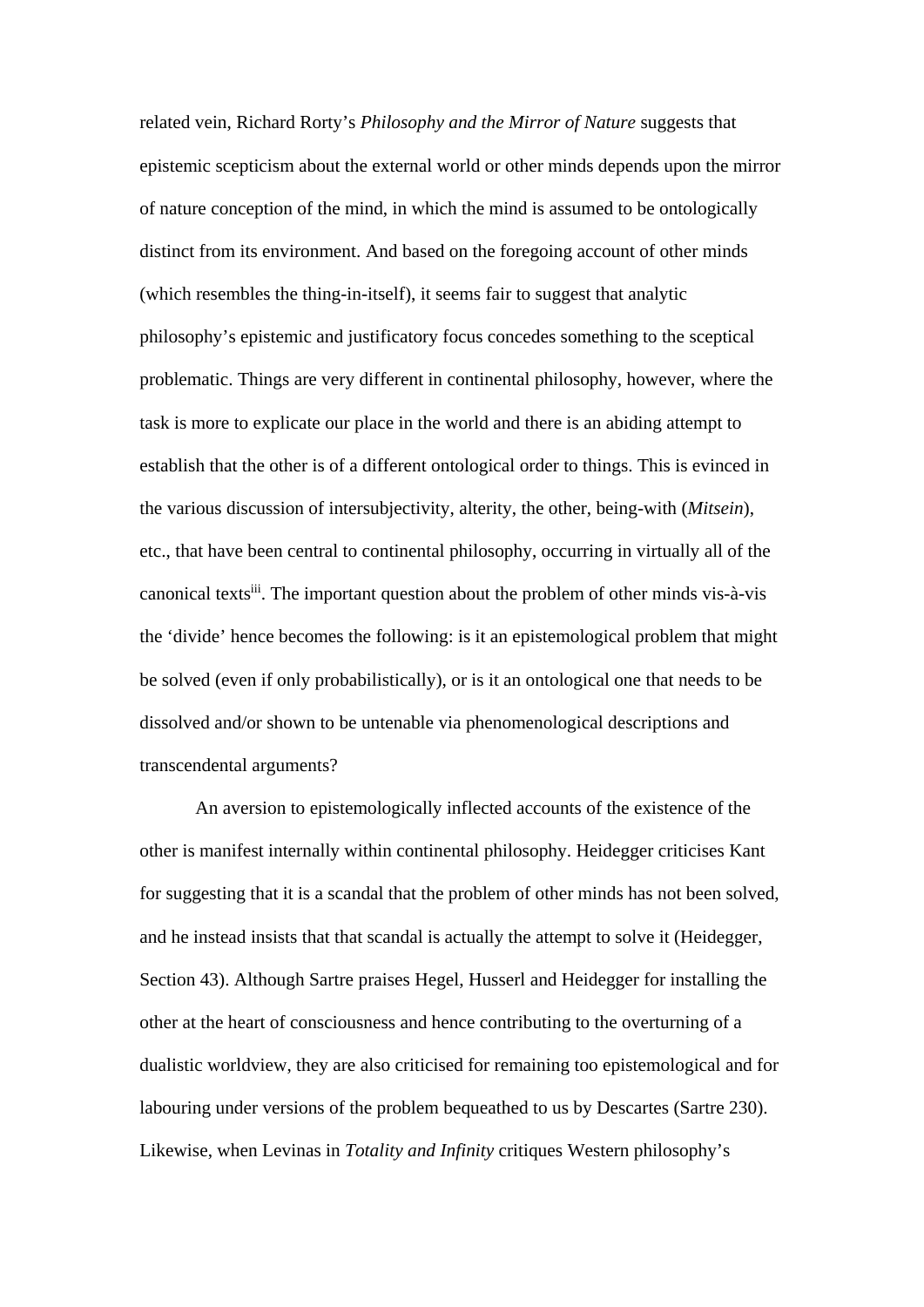related vein, Richard Rorty's *Philosophy and the Mirror of Nature* suggests that epistemic scepticism about the external world or other minds depends upon the mirror of nature conception of the mind, in which the mind is assumed to be ontologically distinct from its environment. And based on the foregoing account of other minds (which resembles the thing-in-itself), it seems fair to suggest that analytic philosophy's epistemic and justificatory focus concedes something to the sceptical problematic. Things are very different in continental philosophy, however, where the task is more to explicate our place in the world and there is an abiding attempt to establish that the other is of a different ontological order to things. This is evinced in the various discussion of intersubjectivity, alterity, the other, being-with (*Mitsein*), etc., that have been central to continental philosophy, occurring in virtually all of the canonical texts[iii]. The important question about the problem of other minds vis-à-vis the 'divide' hence becomes the following: is it an epistemological problem that might be solved (even if only probabilistically), or is it an ontological one that needs to be dissolved and/or shown to be untenable via phenomenological descriptions and transcendental arguments?

An aversion to epistemologically inflected accounts of the existence of the other is manifest internally within continental philosophy. Heidegger criticises Kant for suggesting that it is a scandal that the problem of other minds has not been solved, and he instead insists that that scandal is actually the attempt to solve it (Heidegger, Section 43). Although Sartre praises Hegel, Husserl and Heidegger for installing the other at the heart of consciousness and hence contributing to the overturning of a dualistic worldview, they are also criticised for remaining too epistemological and for labouring under versions of the problem bequeathed to us by Descartes (Sartre 230). Likewise, when Levinas in *Totality and Infinity* critiques Western philosophy's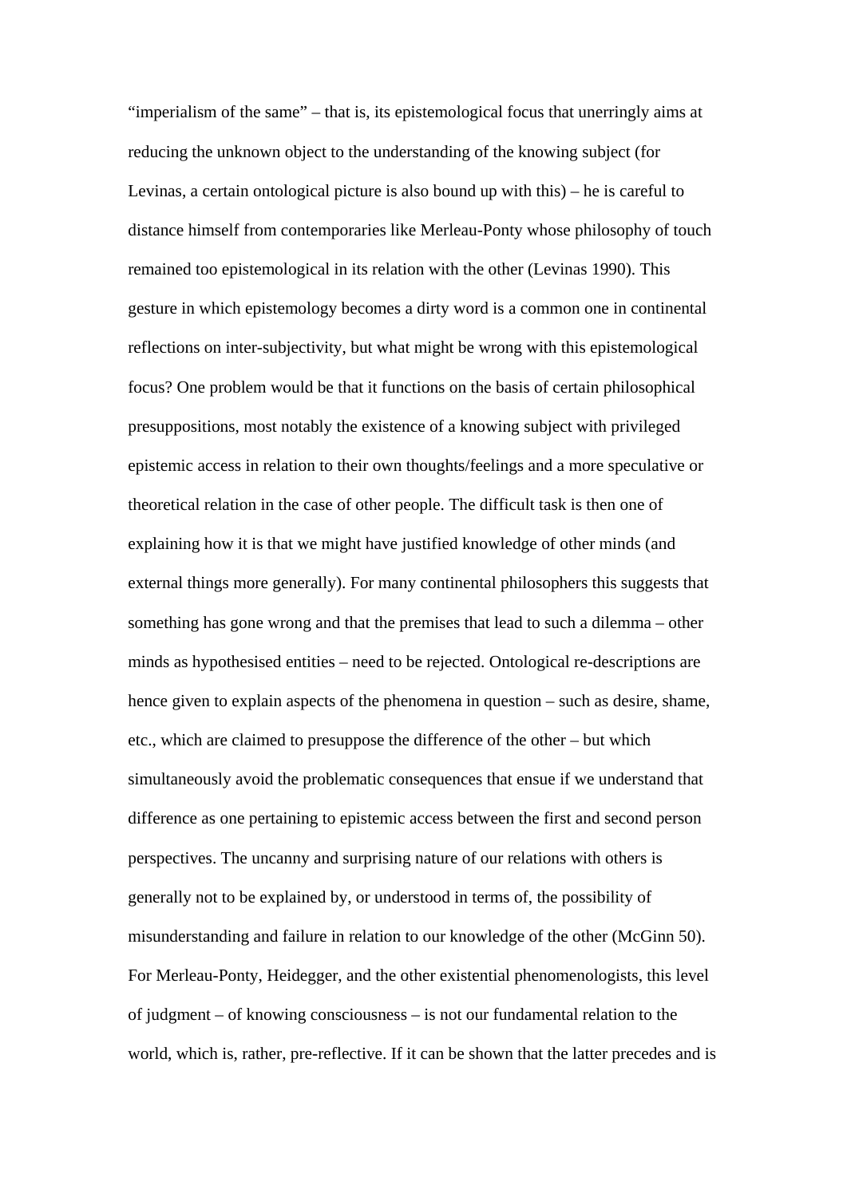"imperialism of the same" – that is, its epistemological focus that unerringly aims at reducing the unknown object to the understanding of the knowing subject (for Levinas, a certain ontological picture is also bound up with this) – he is careful to distance himself from contemporaries like Merleau-Ponty whose philosophy of touch remained too epistemological in its relation with the other (Levinas 1990). This gesture in which epistemology becomes a dirty word is a common one in continental reflections on inter-subjectivity, but what might be wrong with this epistemological focus? One problem would be that it functions on the basis of certain philosophical presuppositions, most notably the existence of a knowing subject with privileged epistemic access in relation to their own thoughts/feelings and a more speculative or theoretical relation in the case of other people. The difficult task is then one of explaining how it is that we might have justified knowledge of other minds (and external things more generally). For many continental philosophers this suggests that something has gone wrong and that the premises that lead to such a dilemma – other minds as hypothesised entities – need to be rejected. Ontological re-descriptions are hence given to explain aspects of the phenomena in question – such as desire, shame, etc., which are claimed to presuppose the difference of the other – but which simultaneously avoid the problematic consequences that ensue if we understand that difference as one pertaining to epistemic access between the first and second person perspectives. The uncanny and surprising nature of our relations with others is generally not to be explained by, or understood in terms of, the possibility of misunderstanding and failure in relation to our knowledge of the other (McGinn 50). For Merleau-Ponty, Heidegger, and the other existential phenomenologists, this level of judgment – of knowing consciousness – is not our fundamental relation to the world, which is, rather, pre-reflective. If it can be shown that the latter precedes and is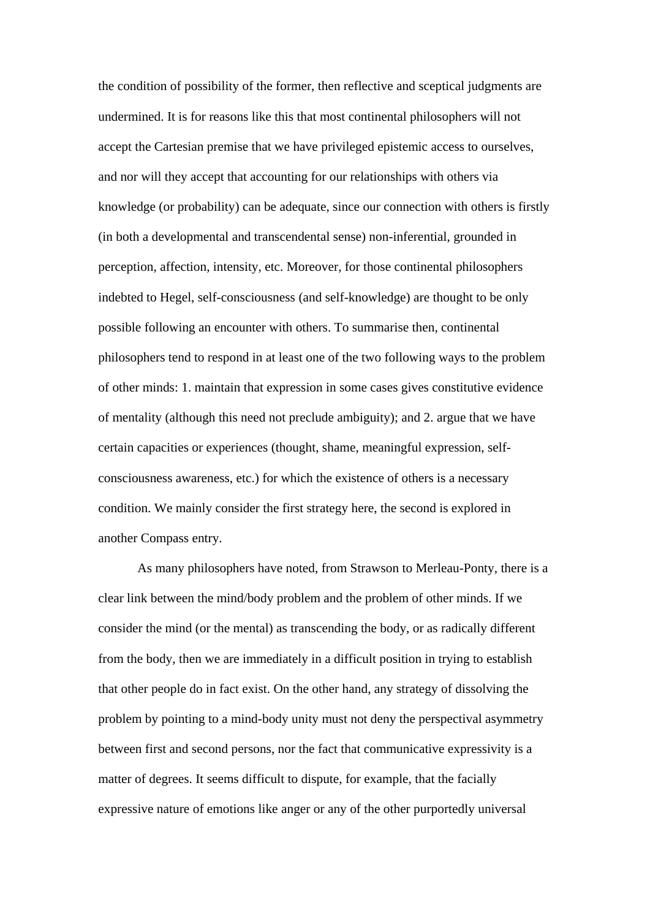the condition of possibility of the former, then reflective and sceptical judgments are undermined. It is for reasons like this that most continental philosophers will not accept the Cartesian premise that we have privileged epistemic access to ourselves, and nor will they accept that accounting for our relationships with others via knowledge (or probability) can be adequate, since our connection with others is firstly (in both a developmental and transcendental sense) non-inferential, grounded in perception, affection, intensity, etc. Moreover, for those continental philosophers indebted to Hegel, self-consciousness (and self-knowledge) are thought to be only possible following an encounter with others. To summarise then, continental philosophers tend to respond in at least one of the two following ways to the problem of other minds: 1. maintain that expression in some cases gives constitutive evidence of mentality (although this need not preclude ambiguity); and 2. argue that we have certain capacities or experiences (thought, shame, meaningful expression, self-consciousness awareness, etc.) for which the existence of others is a necessary condition. We mainly consider the first strategy here, the second is explored in another Compass entry.

As many philosophers have noted, from Strawson to Merleau-Ponty, there is a clear link between the mind/body problem and the problem of other minds. If we consider the mind (or the mental) as transcending the body, or as radically different from the body, then we are immediately in a difficult position in trying to establish that other people do in fact exist. On the other hand, any strategy of dissolving the problem by pointing to a mind-body unity must not deny the perspectival asymmetry between first and second persons, nor the fact that communicative expressivity is a matter of degrees. It seems difficult to dispute, for example, that the facially expressive nature of emotions like anger or any of the other purportedly universal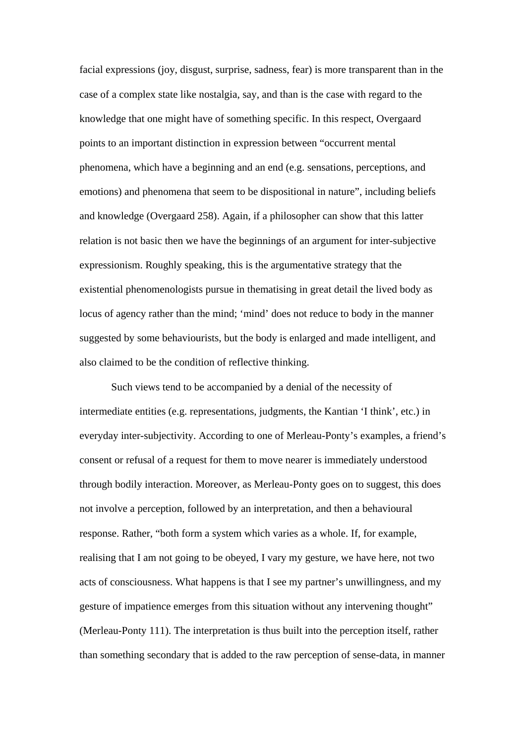facial expressions (joy, disgust, surprise, sadness, fear) is more transparent than in the case of a complex state like nostalgia, say, and than is the case with regard to the knowledge that one might have of something specific. In this respect, Overgaard points to an important distinction in expression between "occurrent mental phenomena, which have a beginning and an end (e.g. sensations, perceptions, and emotions) and phenomena that seem to be dispositional in nature", including beliefs and knowledge (Overgaard 258). Again, if a philosopher can show that this latter relation is not basic then we have the beginnings of an argument for inter-subjective expressionism. Roughly speaking, this is the argumentative strategy that the existential phenomenologists pursue in thematising in great detail the lived body as locus of agency rather than the mind; 'mind' does not reduce to body in the manner suggested by some behaviourists, but the body is enlarged and made intelligent, and also claimed to be the condition of reflective thinking.

Such views tend to be accompanied by a denial of the necessity of intermediate entities (e.g. representations, judgments, the Kantian 'I think', etc.) in everyday inter-subjectivity. According to one of Merleau-Ponty's examples, a friend's consent or refusal of a request for them to move nearer is immediately understood through bodily interaction. Moreover, as Merleau-Ponty goes on to suggest, this does not involve a perception, followed by an interpretation, and then a behavioural response. Rather, "both form a system which varies as a whole. If, for example, realising that I am not going to be obeyed, I vary my gesture, we have here, not two acts of consciousness. What happens is that I see my partner's unwillingness, and my gesture of impatience emerges from this situation without any intervening thought" (Merleau-Ponty 111). The interpretation is thus built into the perception itself, rather than something secondary that is added to the raw perception of sense-data, in manner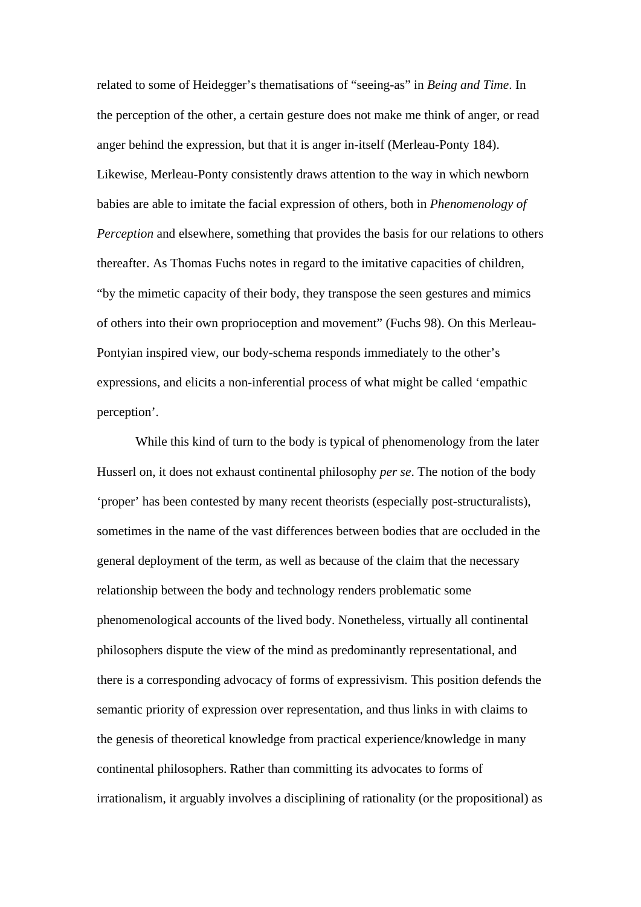related to some of Heidegger's thematisations of "seeing-as" in *Being and Time*. In the perception of the other, a certain gesture does not make me think of anger, or read anger behind the expression, but that it is anger in-itself (Merleau-Ponty 184). Likewise, Merleau-Ponty consistently draws attention to the way in which newborn babies are able to imitate the facial expression of others, both in *Phenomenology of Perception* and elsewhere, something that provides the basis for our relations to others thereafter. As Thomas Fuchs notes in regard to the imitative capacities of children, "by the mimetic capacity of their body, they transpose the seen gestures and mimics of others into their own proprioception and movement" (Fuchs 98). On this Merleau-Pontyian inspired view, our body-schema responds immediately to the other's expressions, and elicits a non-inferential process of what might be called 'empathic perception'.

While this kind of turn to the body is typical of phenomenology from the later Husserl on, it does not exhaust continental philosophy *per se*. The notion of the body 'proper' has been contested by many recent theorists (especially post-structuralists), sometimes in the name of the vast differences between bodies that are occluded in the general deployment of the term, as well as because of the claim that the necessary relationship between the body and technology renders problematic some phenomenological accounts of the lived body. Nonetheless, virtually all continental philosophers dispute the view of the mind as predominantly representational, and there is a corresponding advocacy of forms of expressivism. This position defends the semantic priority of expression over representation, and thus links in with claims to the genesis of theoretical knowledge from practical experience/knowledge in many continental philosophers. Rather than committing its advocates to forms of irrationalism, it arguably involves a disciplining of rationality (or the propositional) as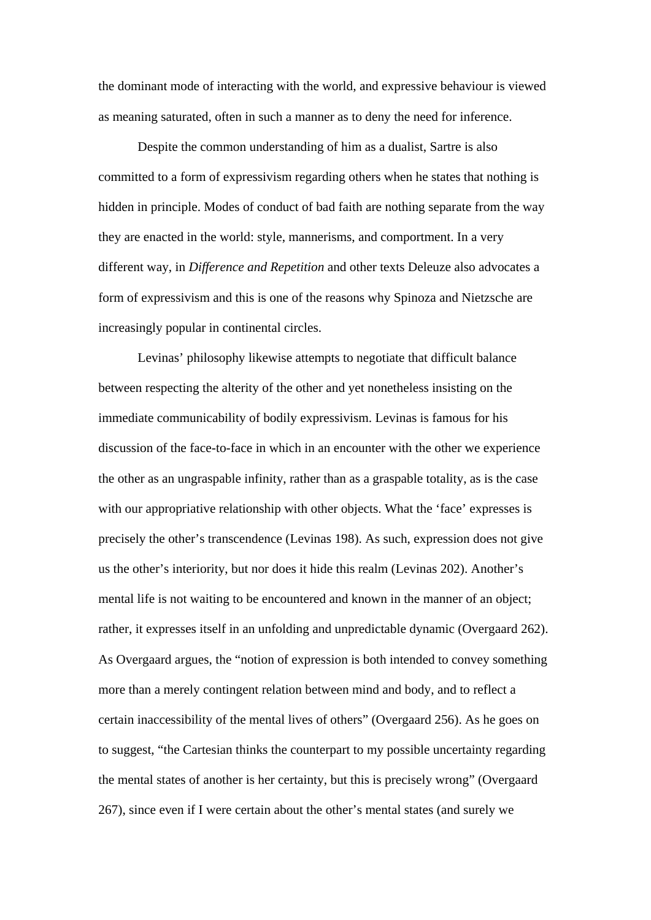the dominant mode of interacting with the world, and expressive behaviour is viewed as meaning saturated, often in such a manner as to deny the need for inference.

Despite the common understanding of him as a dualist, Sartre is also committed to a form of expressivism regarding others when he states that nothing is hidden in principle. Modes of conduct of bad faith are nothing separate from the way they are enacted in the world: style, mannerisms, and comportment. In a very different way, in *Difference and Repetition* and other texts Deleuze also advocates a form of expressivism and this is one of the reasons why Spinoza and Nietzsche are increasingly popular in continental circles.

Levinas' philosophy likewise attempts to negotiate that difficult balance between respecting the alterity of the other and yet nonetheless insisting on the immediate communicability of bodily expressivism. Levinas is famous for his discussion of the face-to-face in which in an encounter with the other we experience the other as an ungraspable infinity, rather than as a graspable totality, as is the case with our appropriative relationship with other objects. What the 'face' expresses is precisely the other's transcendence (Levinas 198). As such, expression does not give us the other's interiority, but nor does it hide this realm (Levinas 202). Another's mental life is not waiting to be encountered and known in the manner of an object; rather, it expresses itself in an unfolding and unpredictable dynamic (Overgaard 262). As Overgaard argues, the "notion of expression is both intended to convey something more than a merely contingent relation between mind and body, and to reflect a certain inaccessibility of the mental lives of others" (Overgaard 256). As he goes on to suggest, "the Cartesian thinks the counterpart to my possible uncertainty regarding the mental states of another is her certainty, but this is precisely wrong" (Overgaard 267), since even if I were certain about the other's mental states (and surely we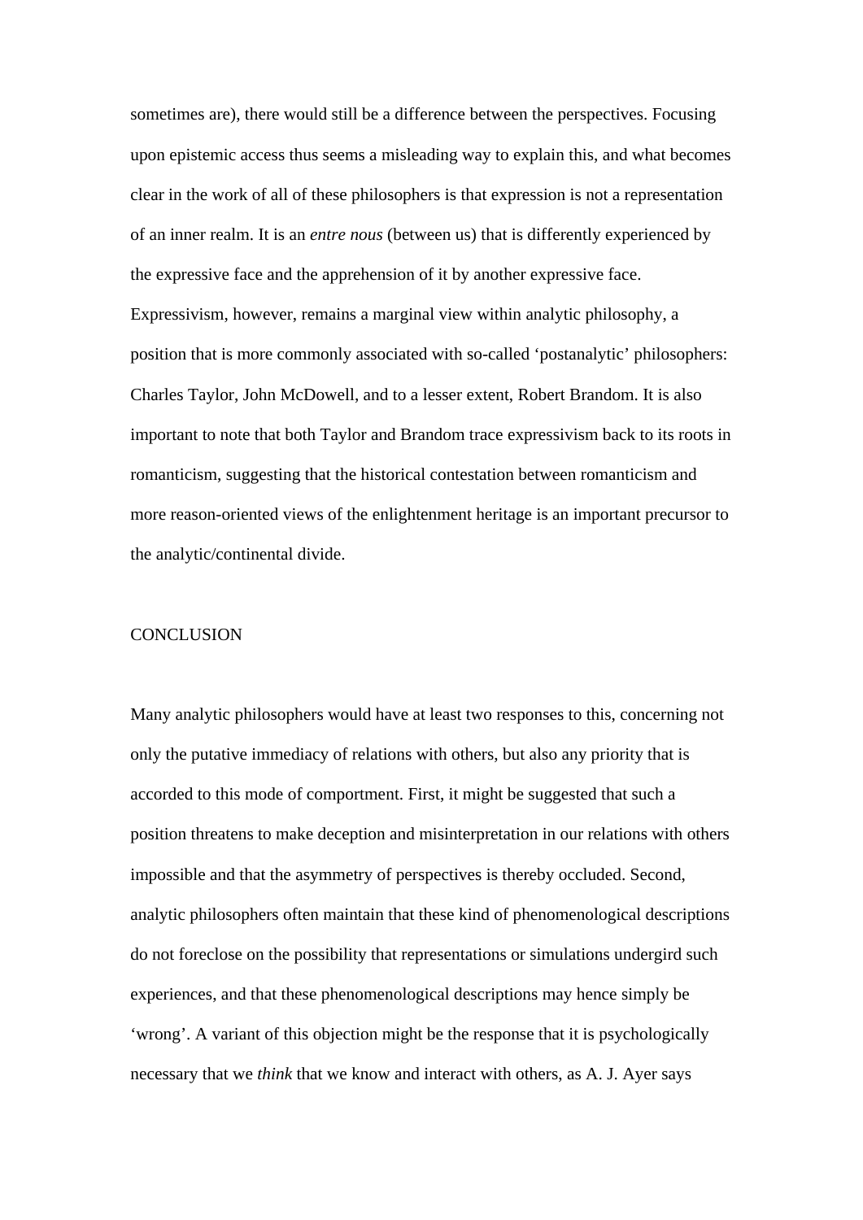sometimes are), there would still be a difference between the perspectives. Focusing upon epistemic access thus seems a misleading way to explain this, and what becomes clear in the work of all of these philosophers is that expression is not a representation of an inner realm. It is an *entre nous* (between us) that is differently experienced by the expressive face and the apprehension of it by another expressive face. Expressivism, however, remains a marginal view within analytic philosophy, a position that is more commonly associated with so-called 'postanalytic' philosophers: Charles Taylor, John McDowell, and to a lesser extent, Robert Brandom. It is also important to note that both Taylor and Brandom trace expressivism back to its roots in romanticism, suggesting that the historical contestation between romanticism and more reason-oriented views of the enlightenment heritage is an important precursor to the analytic/continental divide.

## CONCLUSION

Many analytic philosophers would have at least two responses to this, concerning not only the putative immediacy of relations with others, but also any priority that is accorded to this mode of comportment. First, it might be suggested that such a position threatens to make deception and misinterpretation in our relations with others impossible and that the asymmetry of perspectives is thereby occluded. Second, analytic philosophers often maintain that these kind of phenomenological descriptions do not foreclose on the possibility that representations or simulations undergird such experiences, and that these phenomenological descriptions may hence simply be 'wrong'. A variant of this objection might be the response that it is psychologically necessary that we *think* that we know and interact with others, as A. J. Ayer says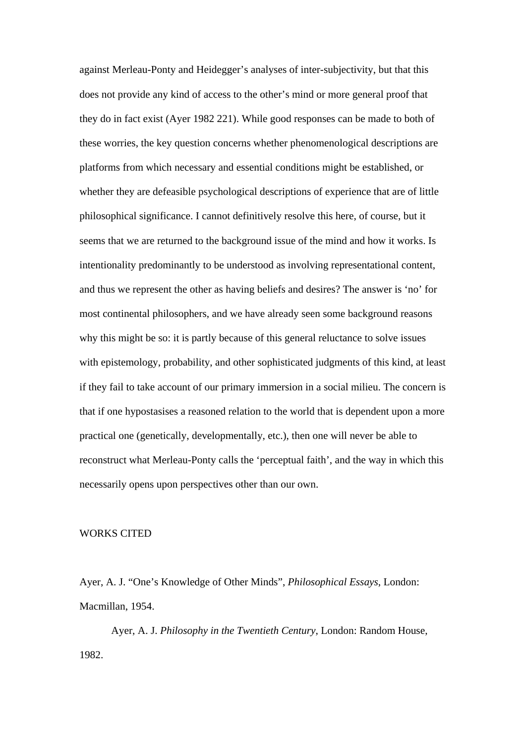against Merleau-Ponty and Heidegger's analyses of inter-subjectivity, but that this does not provide any kind of access to the other's mind or more general proof that they do in fact exist (Ayer 1982 221). While good responses can be made to both of these worries, the key question concerns whether phenomenological descriptions are platforms from which necessary and essential conditions might be established, or whether they are defeasible psychological descriptions of experience that are of little philosophical significance. I cannot definitively resolve this here, of course, but it seems that we are returned to the background issue of the mind and how it works. Is intentionality predominantly to be understood as involving representational content, and thus we represent the other as having beliefs and desires? The answer is 'no' for most continental philosophers, and we have already seen some background reasons why this might be so: it is partly because of this general reluctance to solve issues with epistemology, probability, and other sophisticated judgments of this kind, at least if they fail to take account of our primary immersion in a social milieu. The concern is that if one hypostasises a reasoned relation to the world that is dependent upon a more practical one (genetically, developmentally, etc.), then one will never be able to reconstruct what Merleau-Ponty calls the 'perceptual faith', and the way in which this necessarily opens upon perspectives other than our own.

## WORKS CITED

Ayer, A. J. "One's Knowledge of Other Minds", *Philosophical Essays*, London: Macmillan, 1954.

Ayer, A. J. *Philosophy in the Twentieth Century*, London: Random House, 1982.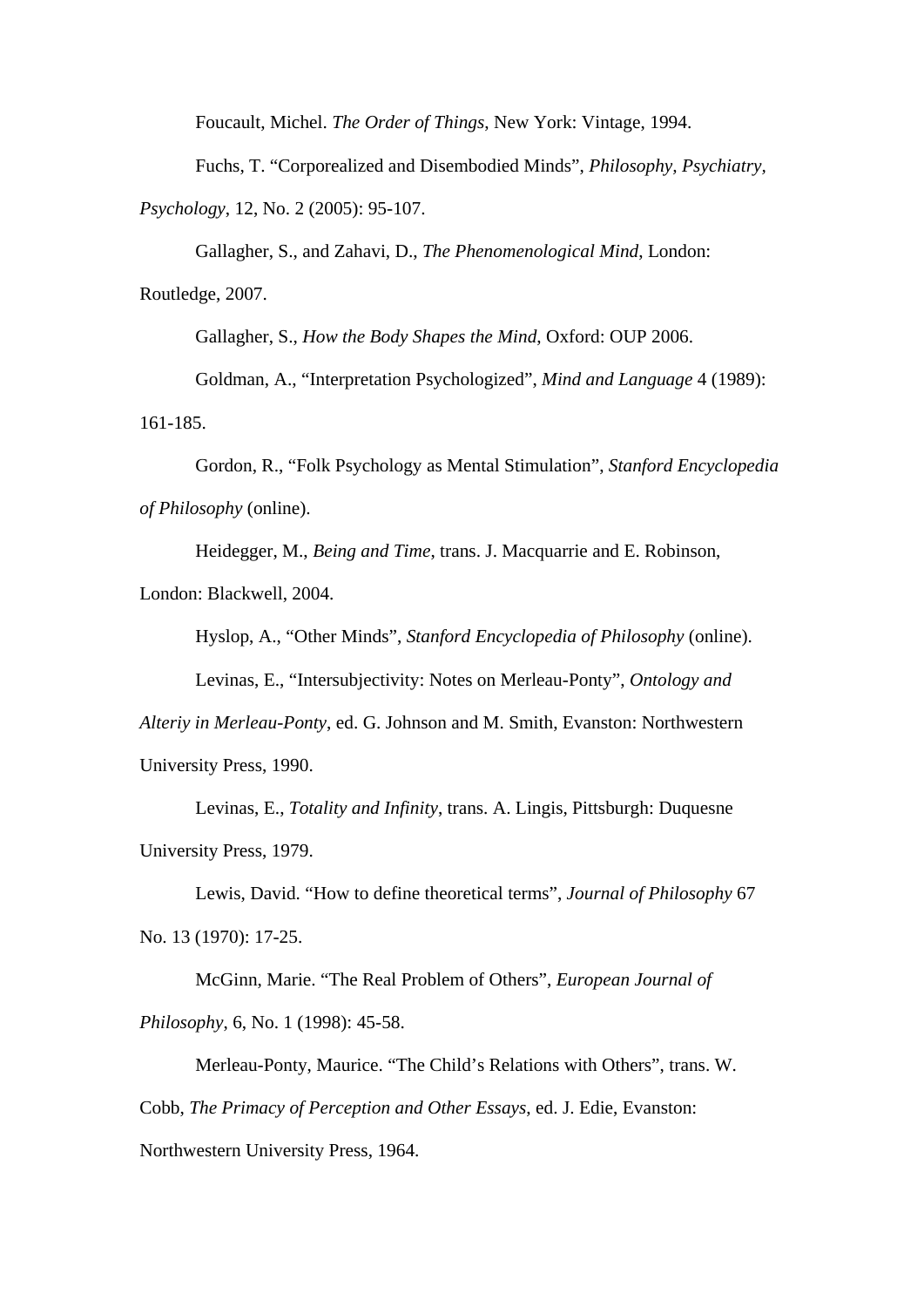Foucault, Michel. *The Order of Things*, New York: Vintage, 1994.

Fuchs, T. "Corporealized and Disembodied Minds", *Philosophy, Psychiatry, Psychology*, 12, No. 2 (2005): 95-107.

Gallagher, S., and Zahavi, D., *The Phenomenological Mind*, London: Routledge, 2007.

Gallagher, S., *How the Body Shapes the Mind*, Oxford: OUP 2006.

Goldman, A., "Interpretation Psychologized", *Mind and Language* 4 (1989): 161-185.

Gordon, R., "Folk Psychology as Mental Stimulation", *Stanford Encyclopedia of Philosophy* (online).

Heidegger, M., *Being and Time*, trans. J. Macquarrie and E. Robinson, London: Blackwell, 2004.

Hyslop, A., "Other Minds", *Stanford Encyclopedia of Philosophy* (online).

Levinas, E., "Intersubjectivity: Notes on Merleau-Ponty", *Ontology and Alteriy in Merleau-Ponty*, ed. G. Johnson and M. Smith, Evanston: Northwestern University Press, 1990.

Levinas, E., *Totality and Infinity*, trans. A. Lingis, Pittsburgh: Duquesne University Press, 1979.

Lewis, David. "How to define theoretical terms", *Journal of Philosophy* 67 No. 13 (1970): 17-25.

McGinn, Marie. "The Real Problem of Others", *European Journal of Philosophy*, 6, No. 1 (1998): 45-58.

Merleau-Ponty, Maurice. "The Child's Relations with Others", trans. W. Cobb, *The Primacy of Perception and Other Essays*, ed. J. Edie, Evanston: Northwestern University Press, 1964.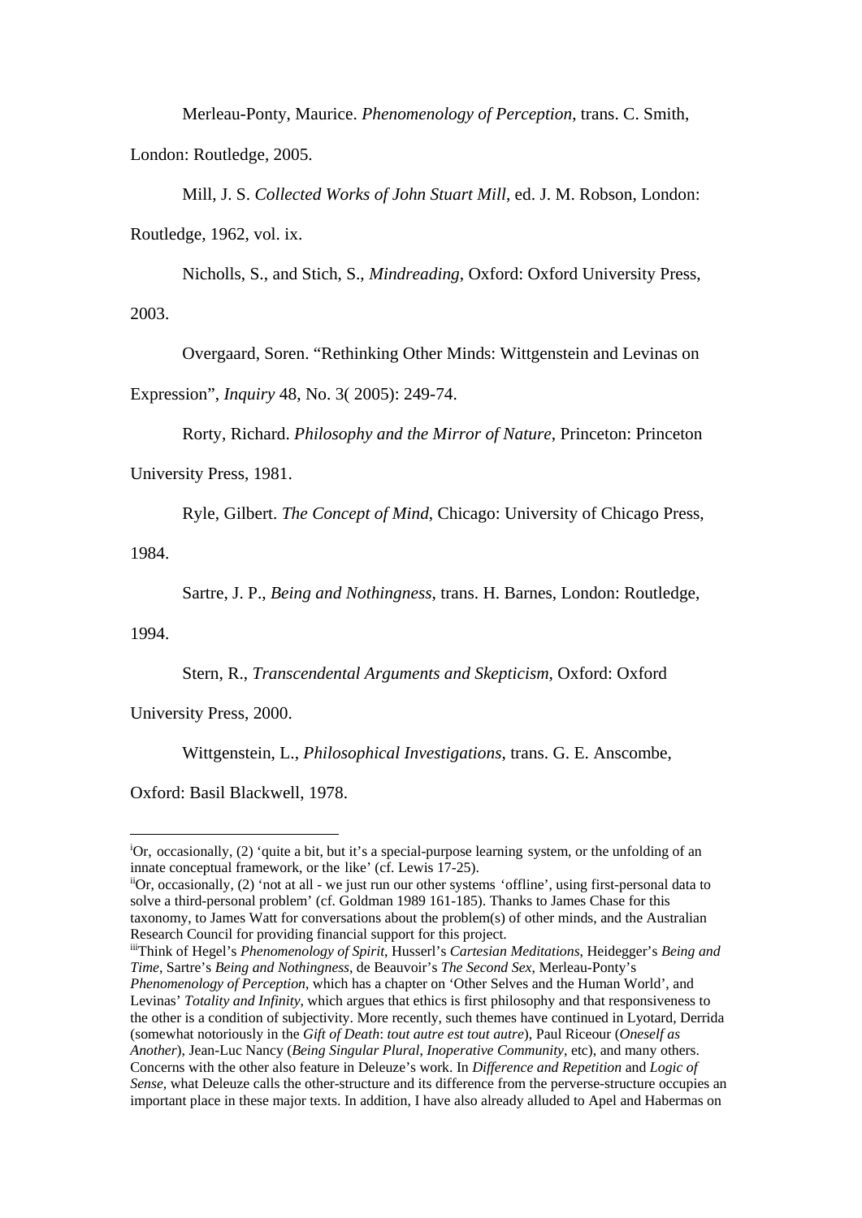Merleau-Ponty, Maurice. *Phenomenology of Perception*, trans. C. Smith, London: Routledge, 2005.

Mill, J. S. *Collected Works of John Stuart Mill*, ed. J. M. Robson, London: Routledge, 1962, vol. ix.

Nicholls, S., and Stich, S., *Mindreading*, Oxford: Oxford University Press, 2003.

Overgaard, Soren. "Rethinking Other Minds: Wittgenstein and Levinas on Expression", *Inquiry* 48, No. 3( 2005): 249-74.

Rorty, Richard. *Philosophy and the Mirror of Nature*, Princeton: Princeton University Press, 1981.

Ryle, Gilbert. *The Concept of Mind*, Chicago: University of Chicago Press, 1984.

Sartre, J. P., *Being and Nothingness*, trans. H. Barnes, London: Routledge, 1994.

Stern, R., *Transcendental Arguments and Skepticism*, Oxford: Oxford University Press, 2000.

Wittgenstein, L., *Philosophical Investigations*, trans. G. E. Anscombe, Oxford: Basil Blackwell, 1978.

---

[i] Or, occasionally, (2) 'quite a bit, but it's a special-purpose learning system, or the unfolding of an innate conceptual framework, or the like' (cf. Lewis 17-25).

[ii] Or, occasionally, (2) 'not at all - we just run our other systems 'offline', using first-personal data to solve a third-personal problem' (cf. Goldman 1989 161-185). Thanks to James Chase for this taxonomy, to James Watt for conversations about the problem(s) of other minds, and the Australian Research Council for providing financial support for this project.

[iii] Think of Hegel's *Phenomenology of Spirit*, Husserl's *Cartesian Meditations*, Heidegger's *Being and Time*, Sartre's *Being and Nothingness*, de Beauvoir's *The Second Sex*, Merleau-Ponty's *Phenomenology of Perception*, which has a chapter on 'Other Selves and the Human World', and Levinas' *Totality and Infinity*, which argues that ethics is first philosophy and that responsiveness to the other is a condition of subjectivity. More recently, such themes have continued in Lyotard, Derrida (somewhat notoriously in the *Gift of Death*: *tout autre est tout autre*), Paul Riceour (*Oneself as Another*), Jean-Luc Nancy (*Being Singular Plural, Inoperative Community*, etc), and many others. Concerns with the other also feature in Deleuze's work. In *Difference and Repetition* and *Logic of Sense*, what Deleuze calls the other-structure and its difference from the perverse-structure occupies an important place in these major texts. In addition, I have also already alluded to Apel and Habermas on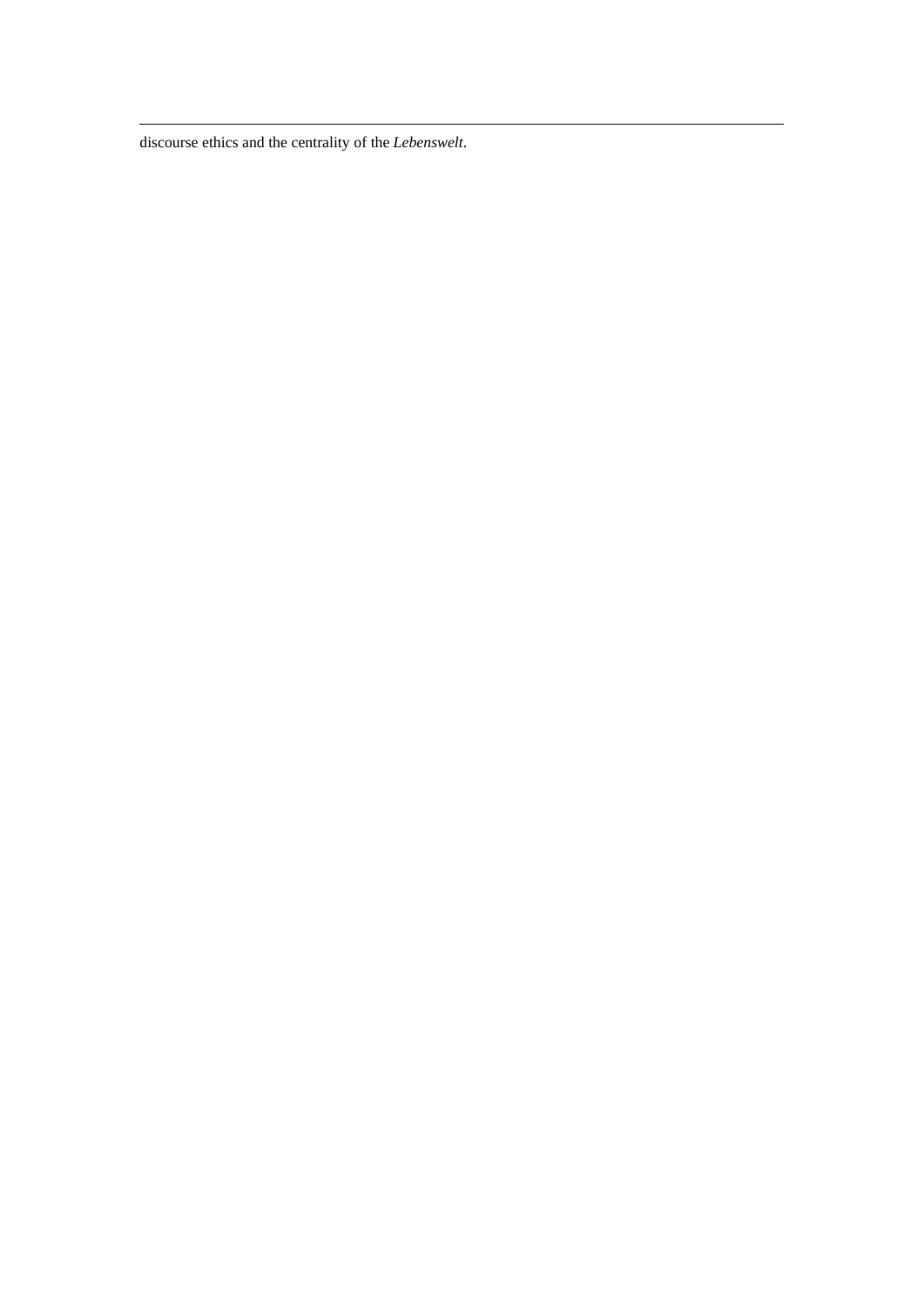discourse ethics and the centrality of the *Lebenswelt*.